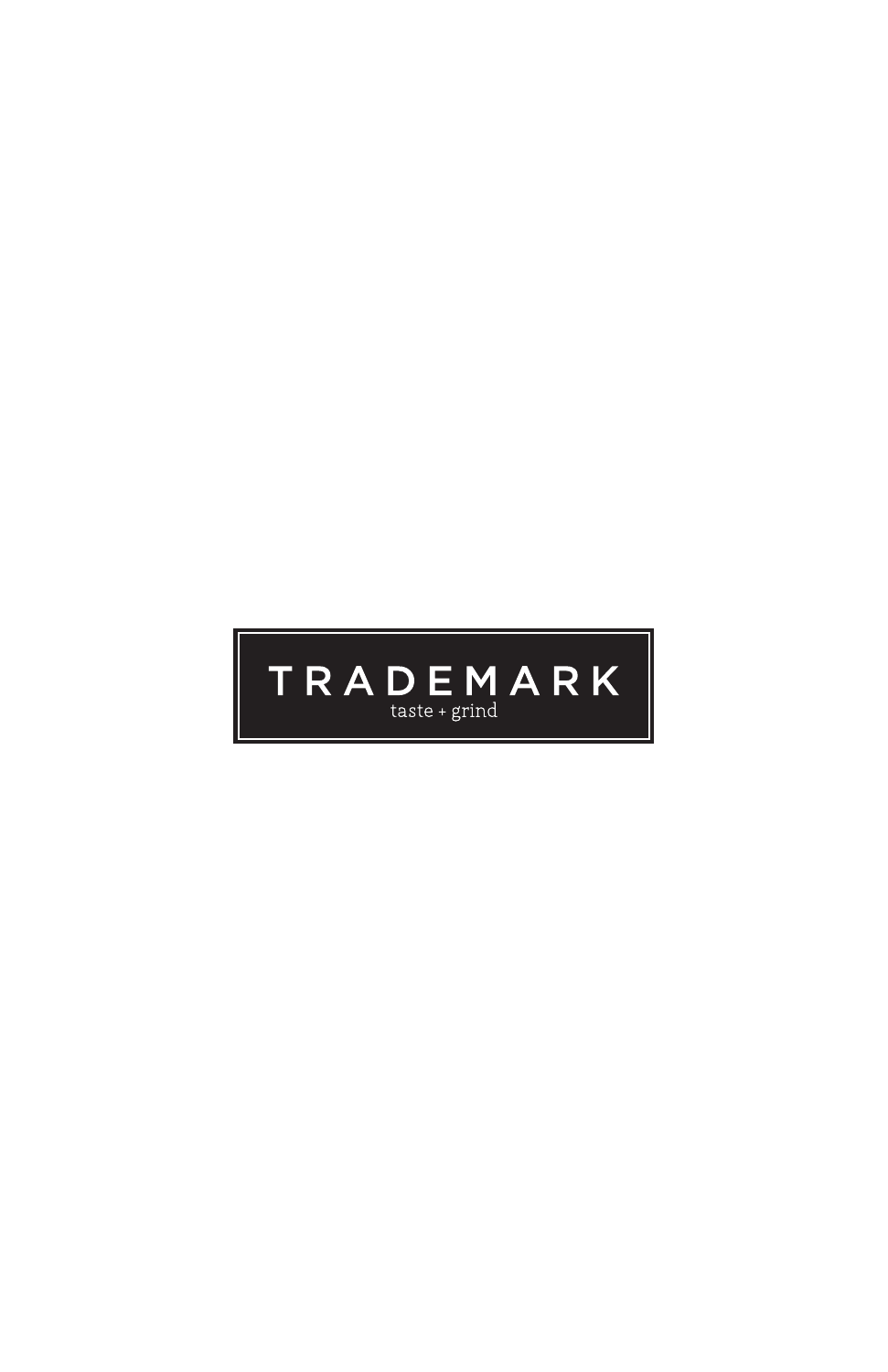# TRADEMARK

taste + grind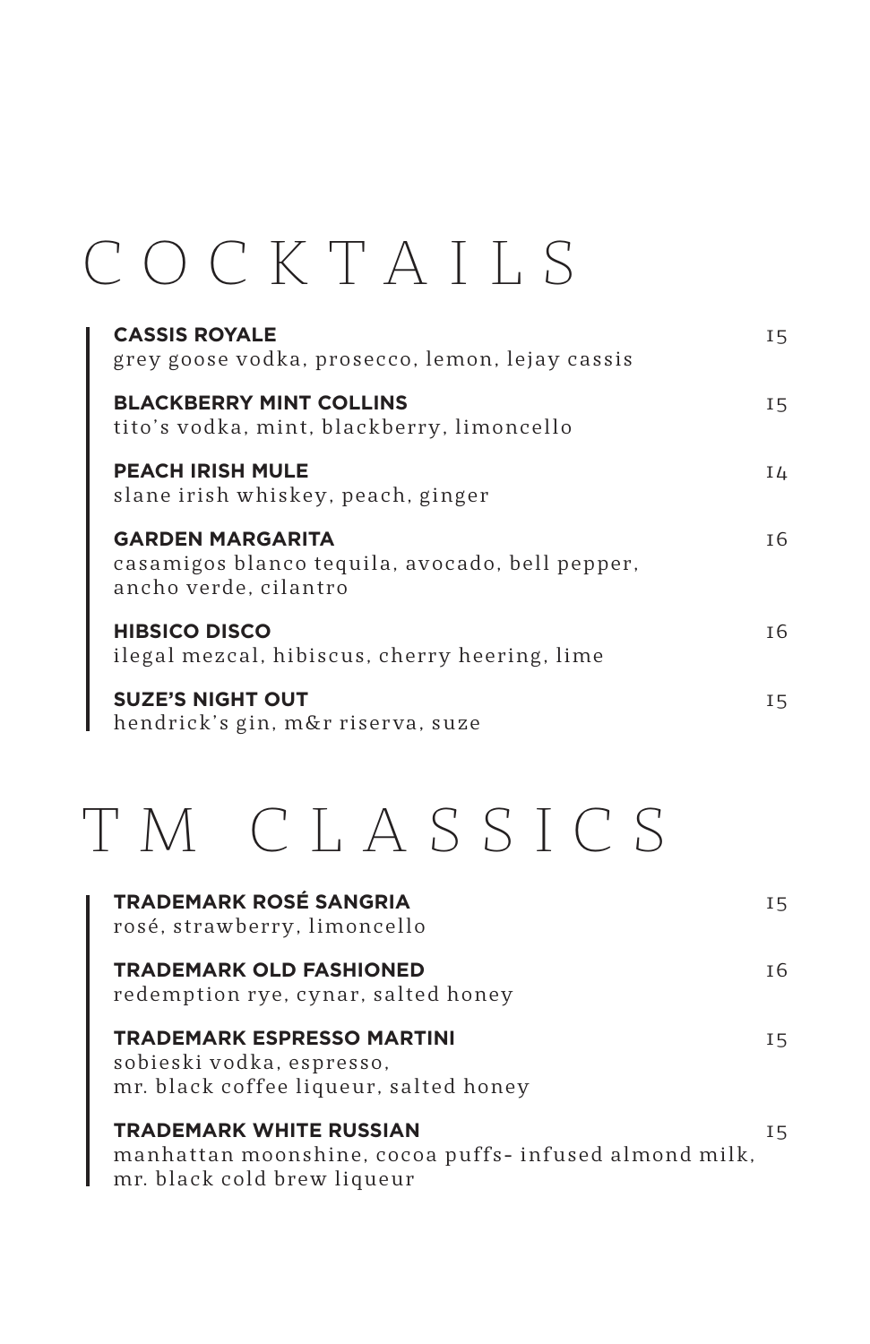# COCKTAILS

**CASSIS ROYALE** 15
grey goose vodka, prosecco, lemon, lejay cassis

**BLACKBERRY MINT COLLINS** 15
tito's vodka, mint, blackberry, limoncello

**PEACH IRISH MULE** 14
slane irish whiskey, peach, ginger

**GARDEN MARGARITA** 16
casamigos blanco tequila, avocado, bell pepper, ancho verde, cilantro

**HIBSICO DISCO** 16
ilegal mezcal, hibiscus, cherry heering, lime

**SUZE'S NIGHT OUT** 15
hendrick's gin, m&r riserva, suze

# TM CLASSICS

**TRADEMARK ROSÉ SANGRIA** 15
rosé, strawberry, limoncello

**TRADEMARK OLD FASHIONED** 16
redemption rye, cynar, salted honey

**TRADEMARK ESPRESSO MARTINI** 15
sobieski vodka, espresso, mr. black coffee liqueur, salted honey

**TRADEMARK WHITE RUSSIAN** 15
manhattan moonshine, cocoa puffs- infused almond milk, mr. black cold brew liqueur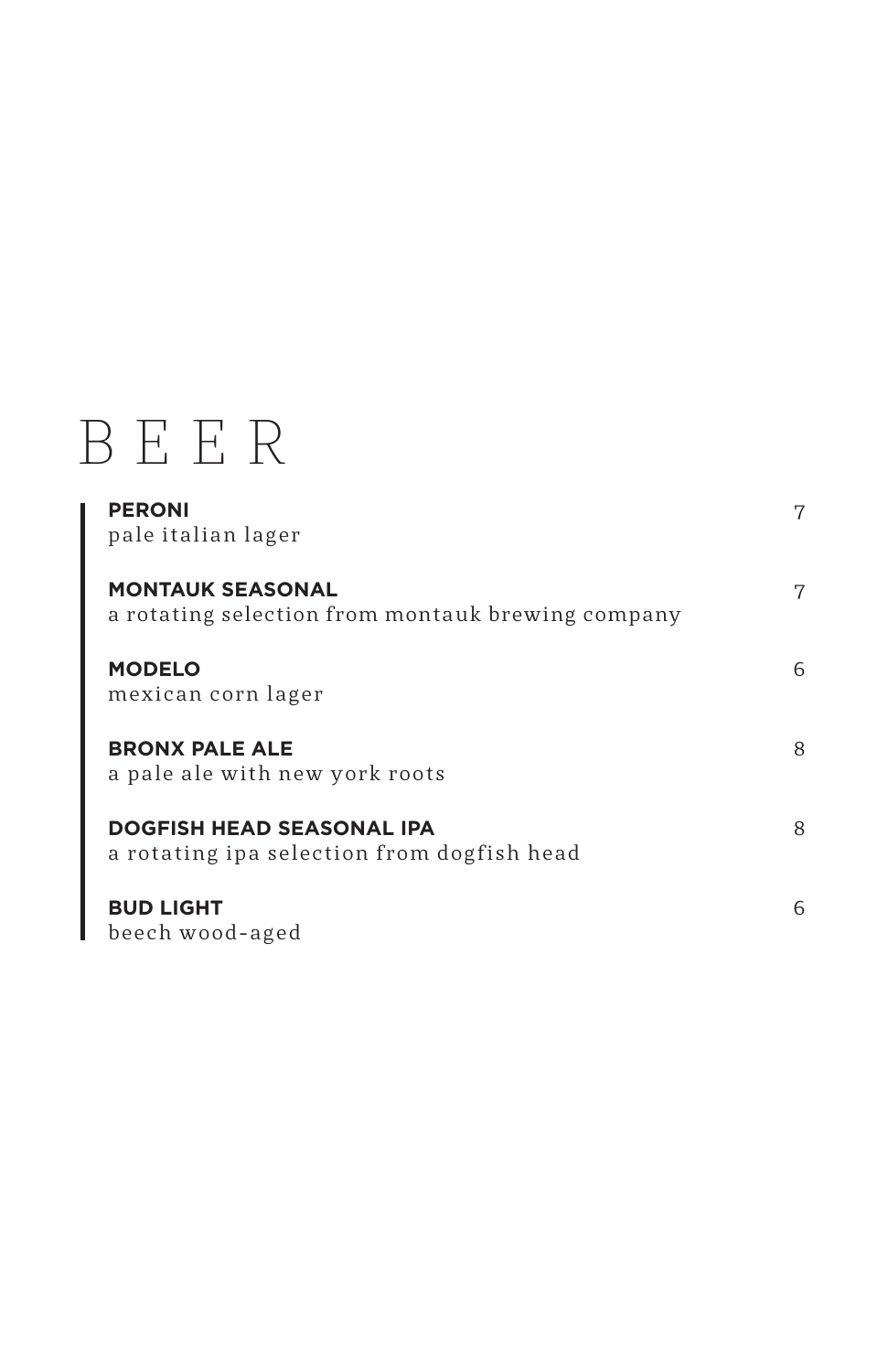# BEER

**PERONI** 7
pale italian lager

**MONTAUK SEASONAL** 7
a rotating selection from montauk brewing company

**MODELO** 6
mexican corn lager

**BRONX PALE ALE** 8
a pale ale with new york roots

**DOGFISH HEAD SEASONAL IPA** 8
a rotating ipa selection from dogfish head

**BUD LIGHT** 6
beech wood-aged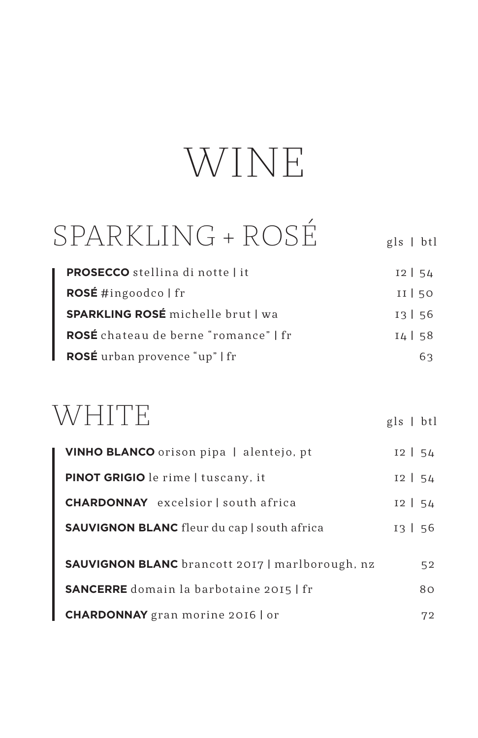# WINE

## SPARKLING + ROSÉ

| | gls \| btl |
|---|---|
| **PROSECCO** stellina di notte \| it | 12 \| 54 |
| **ROSÉ** #ingoodco \| fr | 11 \| 50 |
| **SPARKLING ROSÉ** michelle brut \| wa | 13 \| 56 |
| **ROSÉ** chateau de berne "romance" \| fr | 14 \| 58 |
| **ROSÉ** urban provence "up" \| fr | 63 |

## WHITE

| | gls \| btl |
|---|---|
| **VINHO BLANCO** orison pipa \| alentejo, pt | 12 \| 54 |
| **PINOT GRIGIO** le rime \| tuscany, it | 12 \| 54 |
| **CHARDONNAY** excelsior \| south africa | 12 \| 54 |
| **SAUVIGNON BLANC** fleur du cap \| south africa | 13 \| 56 |
| **SAUVIGNON BLANC** brancott 2017 \| marlborough, nz | 52 |
| **SANCERRE** domain la barbotaine 2015 \| fr | 80 |
| **CHARDONNAY** gran morine 2016 \| or | 72 |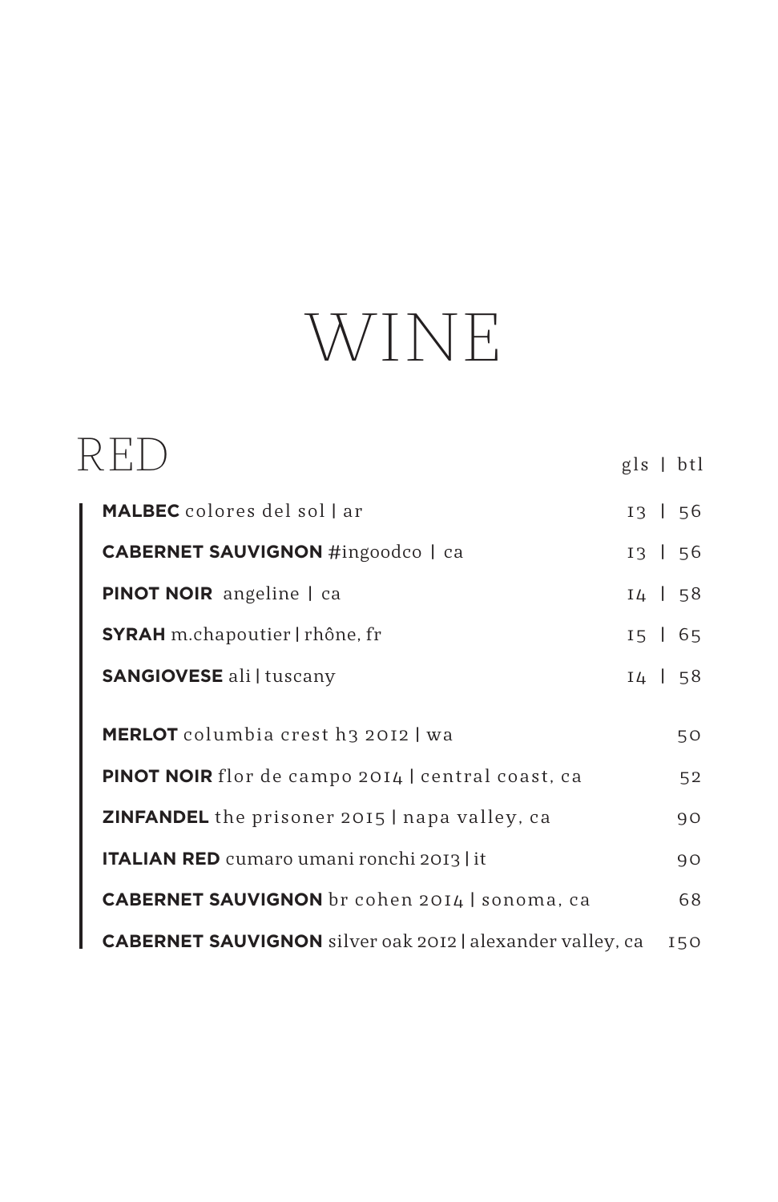# WINE

## RED

| | gls \| btl |
|---|---|
| **MALBEC** colores del sol \| ar | 13 \| 56 |
| **CABERNET SAUVIGNON** #ingoodco \| ca | 13 \| 56 |
| **PINOT NOIR** angeline \| ca | 14 \| 58 |
| **SYRAH** m.chapoutier \| rhône, fr | 15 \| 65 |
| **SANGIOVESE** ali \| tuscany | 14 \| 58 |
| **MERLOT** columbia crest h3 2012 \| wa | 50 |
| **PINOT NOIR** flor de campo 2014 \| central coast, ca | 52 |
| **ZINFANDEL** the prisoner 2015 \| napa valley, ca | 90 |
| **ITALIAN RED** cumaro umani ronchi 2013 \| it | 90 |
| **CABERNET SAUVIGNON** br cohen 2014 \| sonoma, ca | 68 |
| **CABERNET SAUVIGNON** silver oak 2012 \| alexander valley, ca | 150 |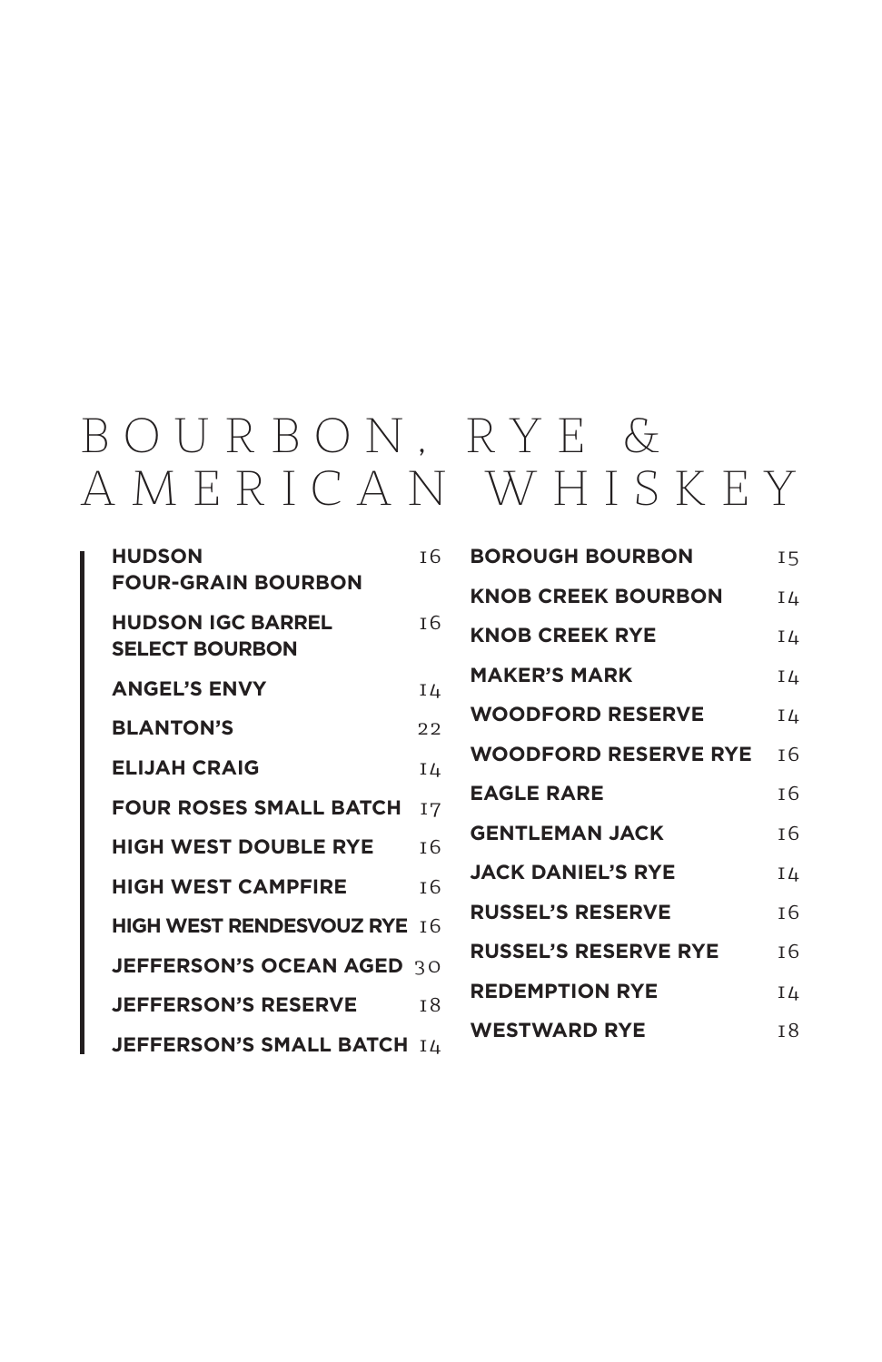# BOURBON, RYE & AMERICAN WHISKEY

| Item | Price |
|---|---|
| **HUDSON FOUR-GRAIN BOURBON** | 16 |
| **HUDSON IGC BARREL SELECT BOURBON** | 16 |
| **ANGEL'S ENVY** | 14 |
| **BLANTON'S** | 22 |
| **ELIJAH CRAIG** | 14 |
| **FOUR ROSES SMALL BATCH** | 17 |
| **HIGH WEST DOUBLE RYE** | 16 |
| **HIGH WEST CAMPFIRE** | 16 |
| **HIGH WEST RENDESVOUZ RYE** | 16 |
| **JEFFERSON'S OCEAN AGED** | 30 |
| **JEFFERSON'S RESERVE** | 18 |
| **JEFFERSON'S SMALL BATCH** | 14 |
| **BOROUGH BOURBON** | 15 |
| **KNOB CREEK BOURBON** | 14 |
| **KNOB CREEK RYE** | 14 |
| **MAKER'S MARK** | 14 |
| **WOODFORD RESERVE** | 14 |
| **WOODFORD RESERVE RYE** | 16 |
| **EAGLE RARE** | 16 |
| **GENTLEMAN JACK** | 16 |
| **JACK DANIEL'S RYE** | 14 |
| **RUSSEL'S RESERVE** | 16 |
| **RUSSEL'S RESERVE RYE** | 16 |
| **REDEMPTION RYE** | 14 |
| **WESTWARD RYE** | 18 |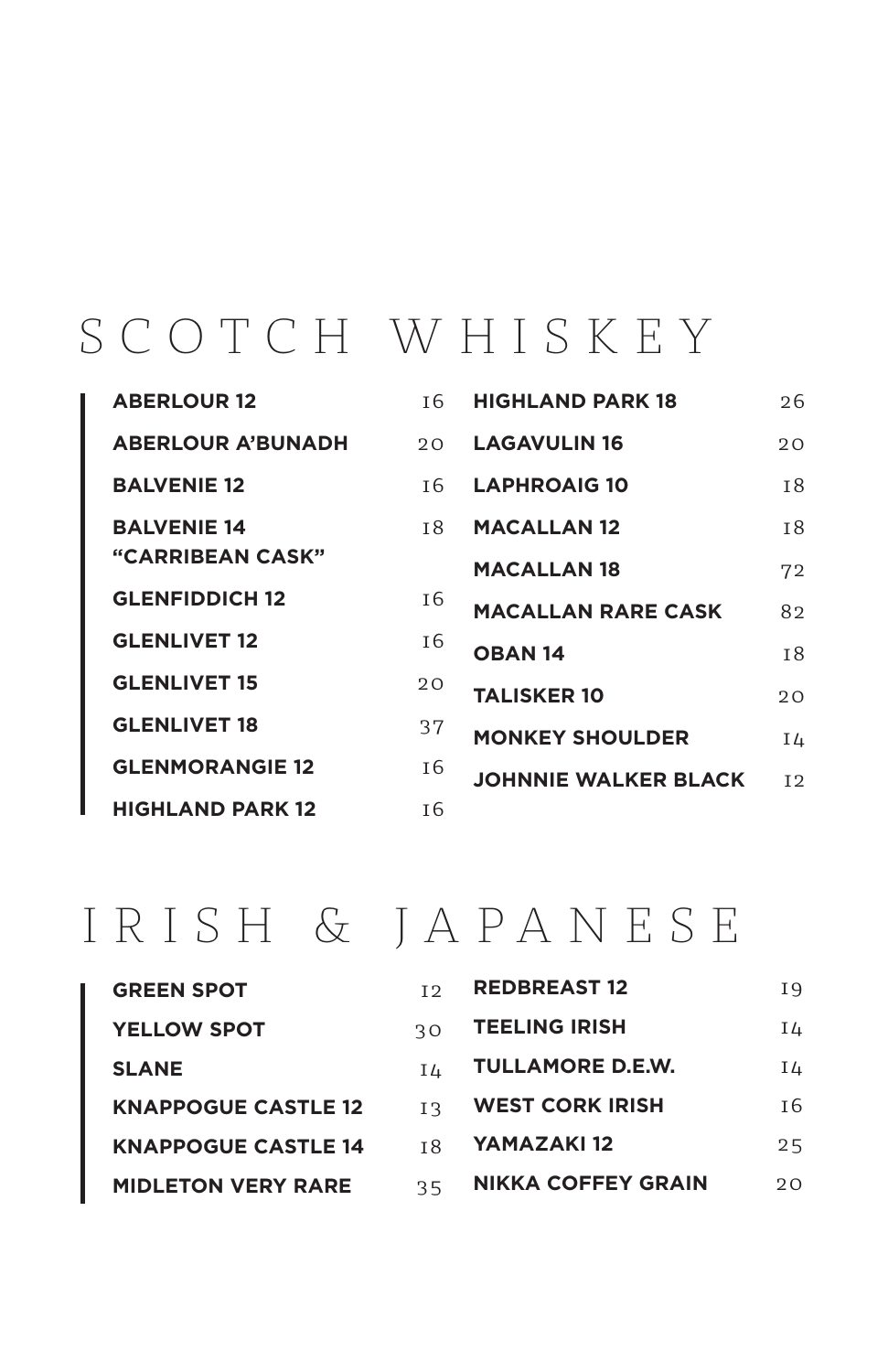# SCOTCH WHISKEY

| | |
|---|---|
| **ABERLOUR 12** | 16 |
| **ABERLOUR A'BUNADH** | 20 |
| **BALVENIE 12** | 16 |
| **BALVENIE 14 "CARRIBEAN CASK"** | 18 |
| **GLENFIDDICH 12** | 16 |
| **GLENLIVET 12** | 16 |
| **GLENLIVET 15** | 20 |
| **GLENLIVET 18** | 37 |
| **GLENMORANGIE 12** | 16 |
| **HIGHLAND PARK 12** | 16 |
| **HIGHLAND PARK 18** | 26 |
| **LAGAVULIN 16** | 20 |
| **LAPHROAIG 10** | 18 |
| **MACALLAN 12** | 18 |
| **MACALLAN 18** | 72 |
| **MACALLAN RARE CASK** | 82 |
| **OBAN 14** | 18 |
| **TALISKER 10** | 20 |
| **MONKEY SHOULDER** | 14 |
| **JOHNNIE WALKER BLACK** | 12 |

# IRISH & JAPANESE

| | |
|---|---|
| **GREEN SPOT** | 12 |
| **YELLOW SPOT** | 30 |
| **SLANE** | 14 |
| **KNAPPOGUE CASTLE 12** | 13 |
| **KNAPPOGUE CASTLE 14** | 18 |
| **MIDLETON VERY RARE** | 35 |
| **REDBREAST 12** | 19 |
| **TEELING IRISH** | 14 |
| **TULLAMORE D.E.W.** | 14 |
| **WEST CORK IRISH** | 16 |
| **YAMAZAKI 12** | 25 |
| **NIKKA COFFEY GRAIN** | 20 |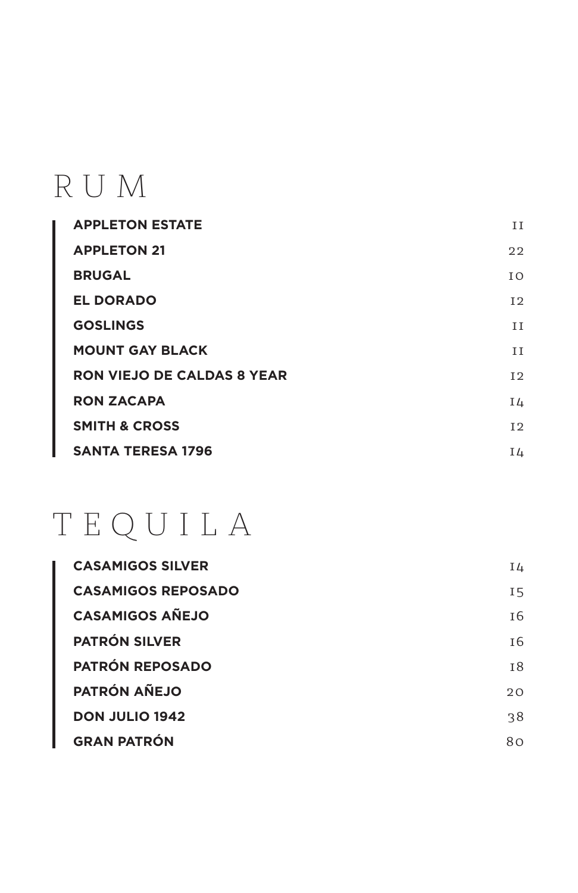# RUM

| | |
|---|---|
| **APPLETON ESTATE** | 11 |
| **APPLETON 21** | 22 |
| **BRUGAL** | 10 |
| **EL DORADO** | 12 |
| **GOSLINGS** | 11 |
| **MOUNT GAY BLACK** | 11 |
| **RON VIEJO DE CALDAS 8 YEAR** | 12 |
| **RON ZACAPA** | 14 |
| **SMITH & CROSS** | 12 |
| **SANTA TERESA 1796** | 14 |

# TEQUILA

| | |
|---|---|
| **CASAMIGOS SILVER** | 14 |
| **CASAMIGOS REPOSADO** | 15 |
| **CASAMIGOS AÑEJO** | 16 |
| **PATRÓN SILVER** | 16 |
| **PATRÓN REPOSADO** | 18 |
| **PATRÓN AÑEJO** | 20 |
| **DON JULIO 1942** | 38 |
| **GRAN PATRÓN** | 80 |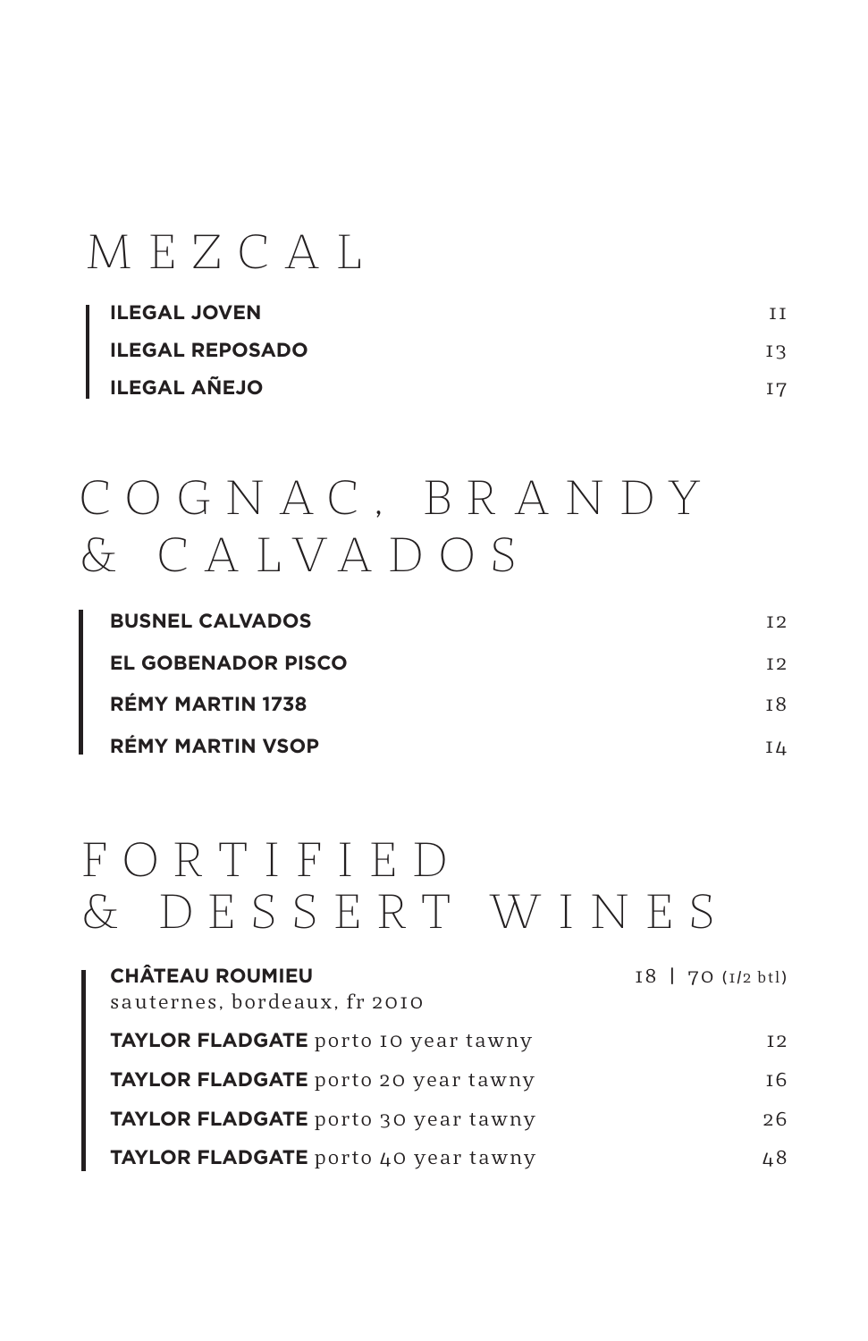# MEZCAL

| | |
|---|---|
| **ILEGAL JOVEN** | 11 |
| **ILEGAL REPOSADO** | 13 |
| **ILEGAL AÑEJO** | 17 |

# COGNAC, BRANDY & CALVADOS

| | |
|---|---|
| **BUSNEL CALVADOS** | 12 |
| **EL GOBENADOR PISCO** | 12 |
| **RÉMY MARTIN 1738** | 18 |
| **RÉMY MARTIN VSOP** | 14 |

# FORTIFIED & DESSERT WINES

| | |
|---|---|
| **CHÂTEAU ROUMIEU** sauternes, bordeaux, fr 2010 | 18 \| 70 (1/2 btl) |
| **TAYLOR FLADGATE** porto 10 year tawny | 12 |
| **TAYLOR FLADGATE** porto 20 year tawny | 16 |
| **TAYLOR FLADGATE** porto 30 year tawny | 26 |
| **TAYLOR FLADGATE** porto 40 year tawny | 48 |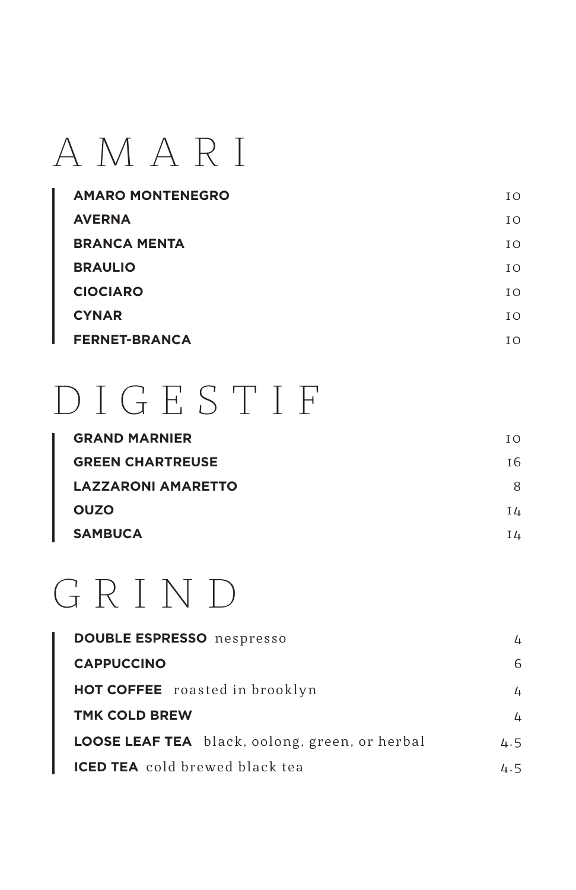# AMARI

| | |
|---|---|
| **AMARO MONTENEGRO** | 10 |
| **AVERNA** | 10 |
| **BRANCA MENTA** | 10 |
| **BRAULIO** | 10 |
| **CIOCIARO** | 10 |
| **CYNAR** | 10 |
| **FERNET-BRANCA** | 10 |

# DIGESTIF

| | |
|---|---|
| **GRAND MARNIER** | 10 |
| **GREEN CHARTREUSE** | 16 |
| **LAZZARONI AMARETTO** | 8 |
| **OUZO** | 14 |
| **SAMBUCA** | 14 |

# GRIND

| | |
|---|---|
| **DOUBLE ESPRESSO** nespresso | 4 |
| **CAPPUCCINO** | 6 |
| **HOT COFFEE** roasted in brooklyn | 4 |
| **TMK COLD BREW** | 4 |
| **LOOSE LEAF TEA** black, oolong, green, or herbal | 4.5 |
| **ICED TEA** cold brewed black tea | 4.5 |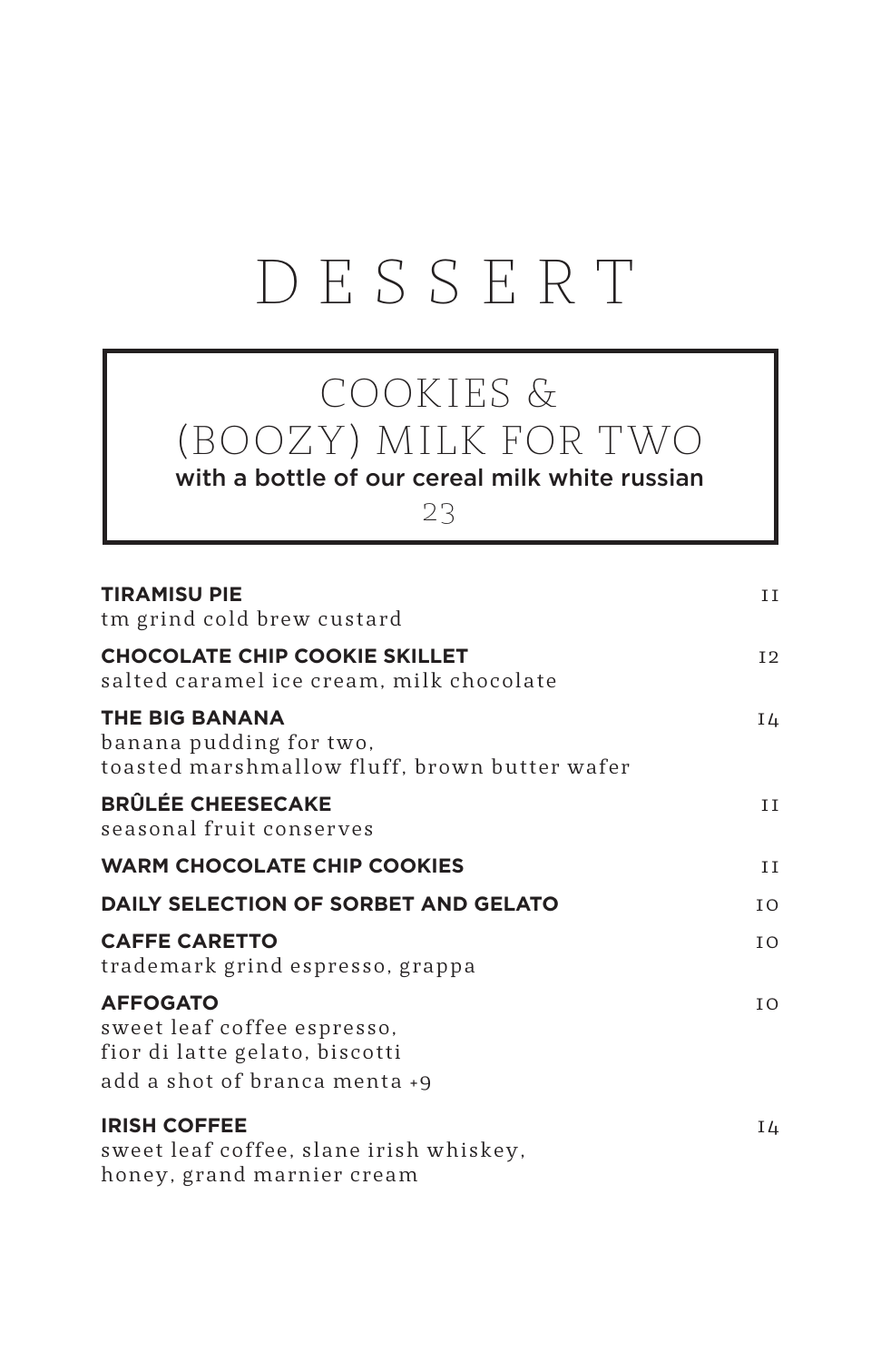# DESSERT

## COOKIES & (BOOZY) MILK FOR TWO

with a bottle of our cereal milk white russian

23

**TIRAMISU PIE** — 11
tm grind cold brew custard

**CHOCOLATE CHIP COOKIE SKILLET** — 12
salted caramel ice cream, milk chocolate

**THE BIG BANANA** — 14
banana pudding for two,
toasted marshmallow fluff, brown butter wafer

**BRÛLÉE CHEESECAKE** — 11
seasonal fruit conserves

**WARM CHOCOLATE CHIP COOKIES** — 11

**DAILY SELECTION OF SORBET AND GELATO** — 10

**CAFFE CARETTO** — 10
trademark grind espresso, grappa

**AFFOGATO** — 10
sweet leaf coffee espresso,
fior di latte gelato, biscotti
add a shot of branca menta +9

**IRISH COFFEE** — 14
sweet leaf coffee, slane irish whiskey,
honey, grand marnier cream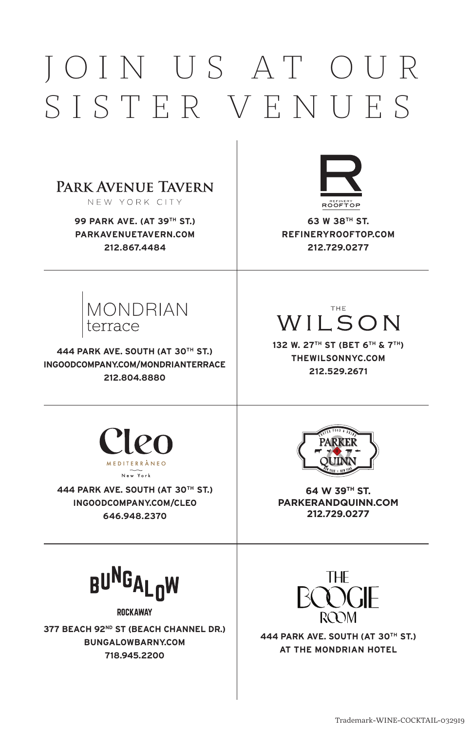# JOIN US AT OUR SISTER VENUES

**PARK AVENUE TAVERN**
NEW YORK CITY

**99 PARK AVE. (AT 39TH ST.)**
**PARKAVENUETAVERN.COM**
**212.867.4484**

**R**
REFINERY ROOFTOP

**63 W 38TH ST.**
**REFINERYROOFTOP.COM**
**212.729.0277**

**MONDRIAN terrace**

**444 PARK AVE. SOUTH (AT 30TH ST.)**
**INGOODCOMPANY.COM/MONDRIANTERRACE**
**212.804.8880**

**THE WILSON**

**132 W. 27TH ST (BET 6TH & 7TH)**
**THEWILSONNYC.COM**
**212.529.2671**

**Cleo**
MEDITERRÁNEO
New York

**444 PARK AVE. SOUTH (AT 30TH ST.)**
**INGOODCOMPANY.COM/CLEO**
**646.948.2370**

**PARKER & QUINN**

**64 W 39TH ST.**
**PARKERANDQUINN.COM**
**212.729.0277**

**BUNGALOW**
ROCKAWAY

**377 BEACH 92ND ST (BEACH CHANNEL DR.)**
**BUNGALOWBARNY.COM**
**718.945.2200**

**THE BOOGIE ROOM**

**444 PARK AVE. SOUTH (AT 30TH ST.)**
**AT THE MONDRIAN HOTEL**

Trademark-WINE-COCKTAIL-032919